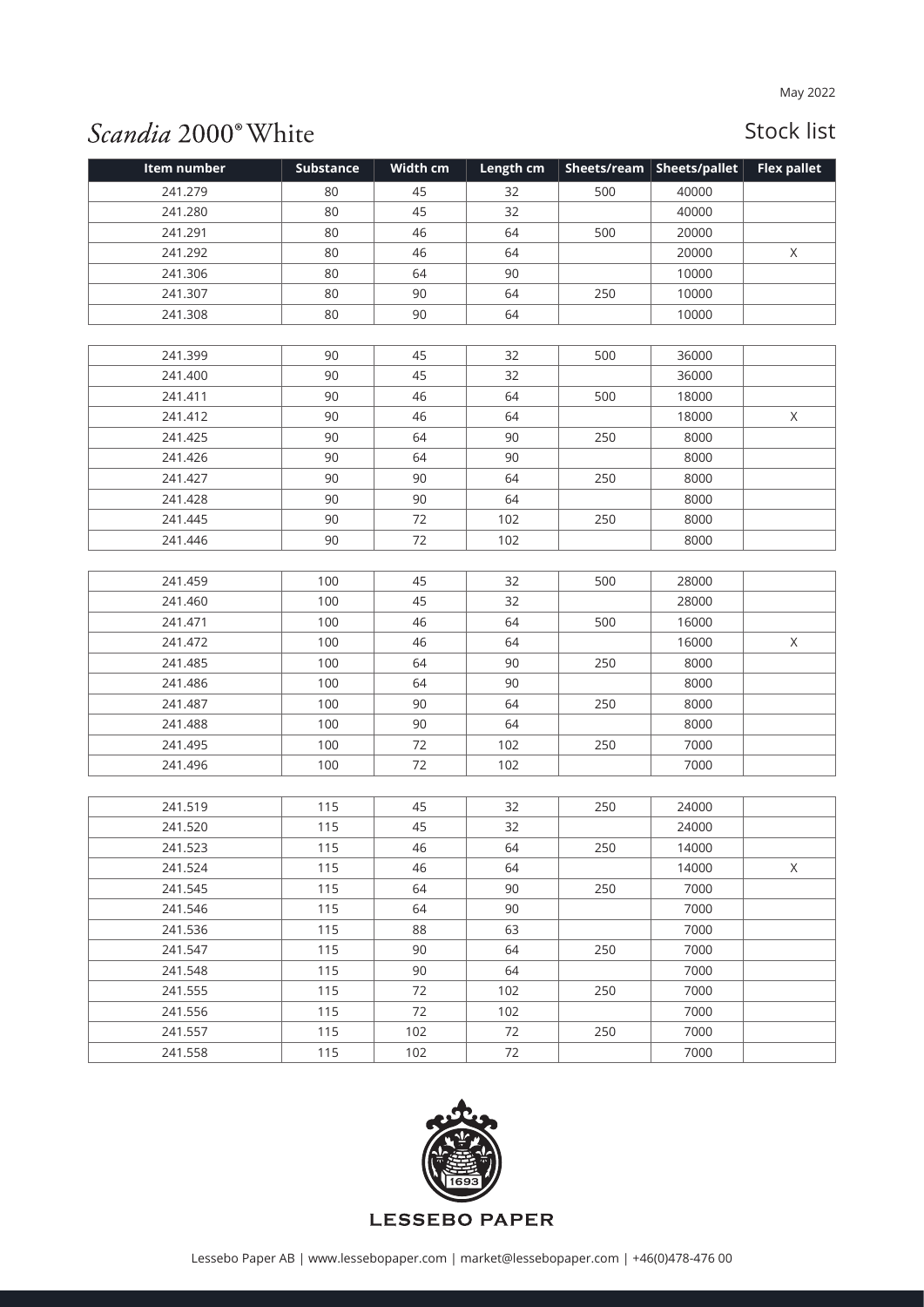May 2022

# *Scandia* 2000® White

## Stock list

| Item number | Substance | Width cm | Length cm | Sheets/ream | Sheets/pallet | Flex pallet |
|---|---|---|---|---|---|---|
| 241.279 | 80 | 45 | 32 | 500 | 40000 | |
| 241.280 | 80 | 45 | 32 | | 40000 | |
| 241.291 | 80 | 46 | 64 | 500 | 20000 | |
| 241.292 | 80 | 46 | 64 | | 20000 | X |
| 241.306 | 80 | 64 | 90 | | 10000 | |
| 241.307 | 80 | 90 | 64 | 250 | 10000 | |
| 241.308 | 80 | 90 | 64 | | 10000 | |
| | | | | | | |
| 241.399 | 90 | 45 | 32 | 500 | 36000 | |
| 241.400 | 90 | 45 | 32 | | 36000 | |
| 241.411 | 90 | 46 | 64 | 500 | 18000 | |
| 241.412 | 90 | 46 | 64 | | 18000 | X |
| 241.425 | 90 | 64 | 90 | 250 | 8000 | |
| 241.426 | 90 | 64 | 90 | | 8000 | |
| 241.427 | 90 | 90 | 64 | 250 | 8000 | |
| 241.428 | 90 | 90 | 64 | | 8000 | |
| 241.445 | 90 | 72 | 102 | 250 | 8000 | |
| 241.446 | 90 | 72 | 102 | | 8000 | |
| | | | | | | |
| 241.459 | 100 | 45 | 32 | 500 | 28000 | |
| 241.460 | 100 | 45 | 32 | | 28000 | |
| 241.471 | 100 | 46 | 64 | 500 | 16000 | |
| 241.472 | 100 | 46 | 64 | | 16000 | X |
| 241.485 | 100 | 64 | 90 | 250 | 8000 | |
| 241.486 | 100 | 64 | 90 | | 8000 | |
| 241.487 | 100 | 90 | 64 | 250 | 8000 | |
| 241.488 | 100 | 90 | 64 | | 8000 | |
| 241.495 | 100 | 72 | 102 | 250 | 7000 | |
| 241.496 | 100 | 72 | 102 | | 7000 | |
| | | | | | | |
| 241.519 | 115 | 45 | 32 | 250 | 24000 | |
| 241.520 | 115 | 45 | 32 | | 24000 | |
| 241.523 | 115 | 46 | 64 | 250 | 14000 | |
| 241.524 | 115 | 46 | 64 | | 14000 | X |
| 241.545 | 115 | 64 | 90 | 250 | 7000 | |
| 241.546 | 115 | 64 | 90 | | 7000 | |
| 241.536 | 115 | 88 | 63 | | 7000 | |
| 241.547 | 115 | 90 | 64 | 250 | 7000 | |
| 241.548 | 115 | 90 | 64 | | 7000 | |
| 241.555 | 115 | 72 | 102 | 250 | 7000 | |
| 241.556 | 115 | 72 | 102 | | 7000 | |
| 241.557 | 115 | 102 | 72 | 250 | 7000 | |
| 241.558 | 115 | 102 | 72 | | 7000 | |

1693

LESSEBO PAPER

Lessebo Paper AB | www.lessebopaper.com | market@lessebopaper.com | +46(0)478-476 00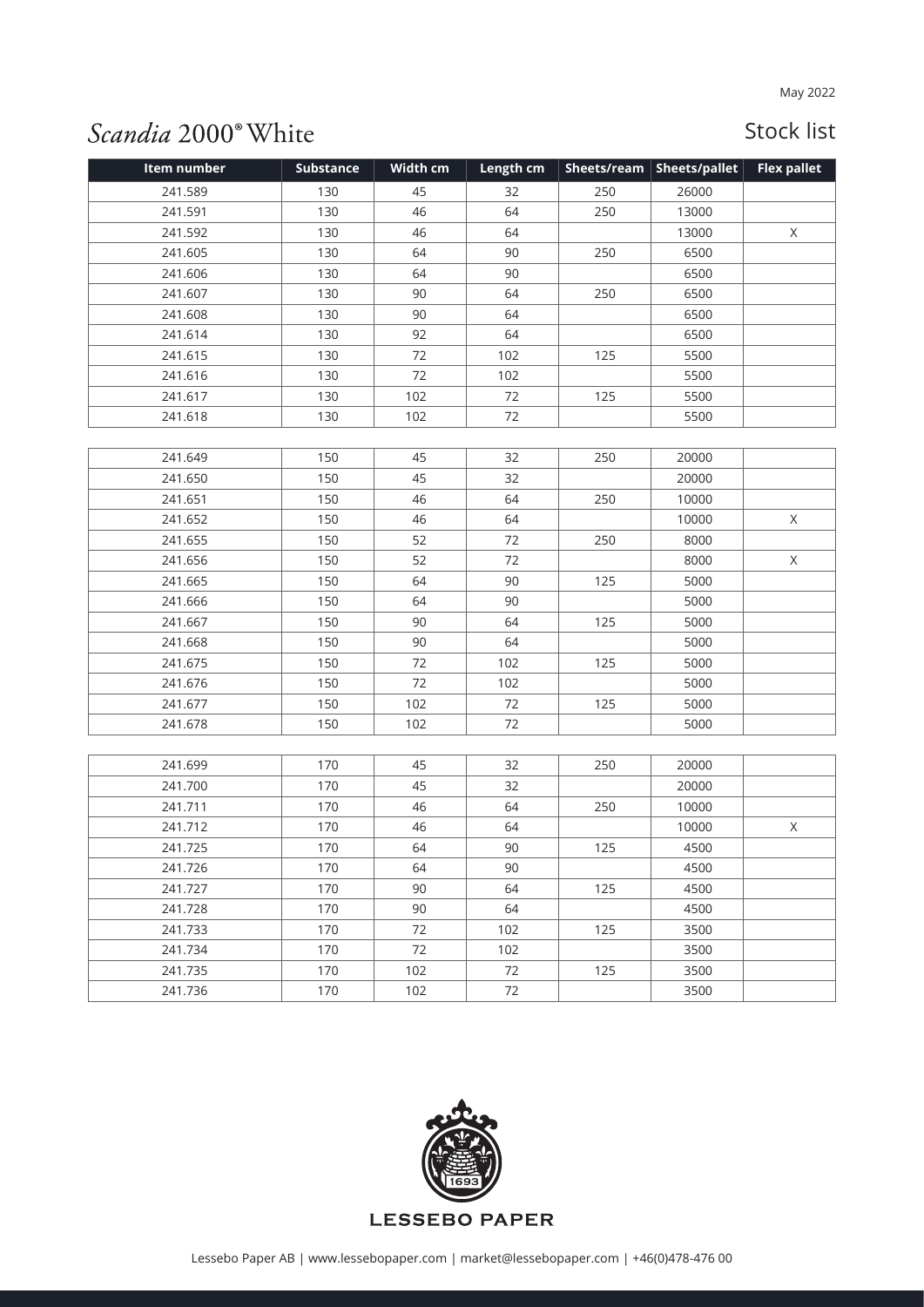May 2022

# *Scandia* 2000® White

## Stock list

| Item number | Substance | Width cm | Length cm | Sheets/ream | Sheets/pallet | Flex pallet |
|---|---|---|---|---|---|---|
| 241.589 | 130 | 45 | 32 | 250 | 26000 | |
| 241.591 | 130 | 46 | 64 | 250 | 13000 | |
| 241.592 | 130 | 46 | 64 | | 13000 | X |
| 241.605 | 130 | 64 | 90 | 250 | 6500 | |
| 241.606 | 130 | 64 | 90 | | 6500 | |
| 241.607 | 130 | 90 | 64 | 250 | 6500 | |
| 241.608 | 130 | 90 | 64 | | 6500 | |
| 241.614 | 130 | 92 | 64 | | 6500 | |
| 241.615 | 130 | 72 | 102 | 125 | 5500 | |
| 241.616 | 130 | 72 | 102 | | 5500 | |
| 241.617 | 130 | 102 | 72 | 125 | 5500 | |
| 241.618 | 130 | 102 | 72 | | 5500 | |
| 241.649 | 150 | 45 | 32 | 250 | 20000 | |
| 241.650 | 150 | 45 | 32 | | 20000 | |
| 241.651 | 150 | 46 | 64 | 250 | 10000 | |
| 241.652 | 150 | 46 | 64 | | 10000 | X |
| 241.655 | 150 | 52 | 72 | 250 | 8000 | |
| 241.656 | 150 | 52 | 72 | | 8000 | X |
| 241.665 | 150 | 64 | 90 | 125 | 5000 | |
| 241.666 | 150 | 64 | 90 | | 5000 | |
| 241.667 | 150 | 90 | 64 | 125 | 5000 | |
| 241.668 | 150 | 90 | 64 | | 5000 | |
| 241.675 | 150 | 72 | 102 | 125 | 5000 | |
| 241.676 | 150 | 72 | 102 | | 5000 | |
| 241.677 | 150 | 102 | 72 | 125 | 5000 | |
| 241.678 | 150 | 102 | 72 | | 5000 | |
| 241.699 | 170 | 45 | 32 | 250 | 20000 | |
| 241.700 | 170 | 45 | 32 | | 20000 | |
| 241.711 | 170 | 46 | 64 | 250 | 10000 | |
| 241.712 | 170 | 46 | 64 | | 10000 | X |
| 241.725 | 170 | 64 | 90 | 125 | 4500 | |
| 241.726 | 170 | 64 | 90 | | 4500 | |
| 241.727 | 170 | 90 | 64 | 125 | 4500 | |
| 241.728 | 170 | 90 | 64 | | 4500 | |
| 241.733 | 170 | 72 | 102 | 125 | 3500 | |
| 241.734 | 170 | 72 | 102 | | 3500 | |
| 241.735 | 170 | 102 | 72 | 125 | 3500 | |
| 241.736 | 170 | 102 | 72 | | 3500 | |

LESSEBO PAPER

Lessebo Paper AB | www.lessebopaper.com | market@lessebopaper.com | +46(0)478-476 00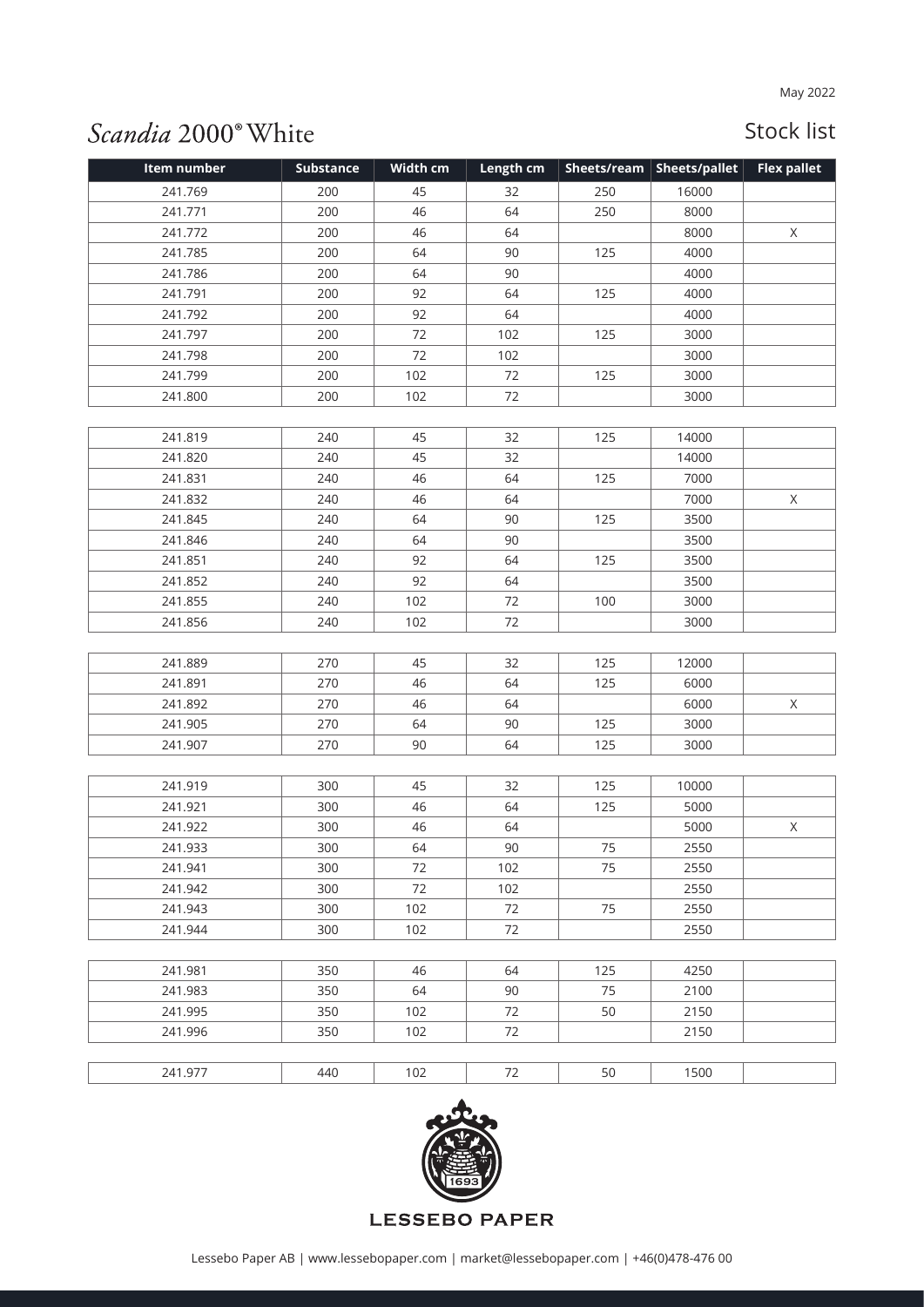May 2022

# *Scandia* 2000® White

## Stock list

| Item number | Substance | Width cm | Length cm | Sheets/ream | Sheets/pallet | Flex pallet |
|---|---|---|---|---|---|---|
| 241.769 | 200 | 45 | 32 | 250 | 16000 | |
| 241.771 | 200 | 46 | 64 | 250 | 8000 | |
| 241.772 | 200 | 46 | 64 | | 8000 | X |
| 241.785 | 200 | 64 | 90 | 125 | 4000 | |
| 241.786 | 200 | 64 | 90 | | 4000 | |
| 241.791 | 200 | 92 | 64 | 125 | 4000 | |
| 241.792 | 200 | 92 | 64 | | 4000 | |
| 241.797 | 200 | 72 | 102 | 125 | 3000 | |
| 241.798 | 200 | 72 | 102 | | 3000 | |
| 241.799 | 200 | 102 | 72 | 125 | 3000 | |
| 241.800 | 200 | 102 | 72 | | 3000 | |
| 241.819 | 240 | 45 | 32 | 125 | 14000 | |
| 241.820 | 240 | 45 | 32 | | 14000 | |
| 241.831 | 240 | 46 | 64 | 125 | 7000 | |
| 241.832 | 240 | 46 | 64 | | 7000 | X |
| 241.845 | 240 | 64 | 90 | 125 | 3500 | |
| 241.846 | 240 | 64 | 90 | | 3500 | |
| 241.851 | 240 | 92 | 64 | 125 | 3500 | |
| 241.852 | 240 | 92 | 64 | | 3500 | |
| 241.855 | 240 | 102 | 72 | 100 | 3000 | |
| 241.856 | 240 | 102 | 72 | | 3000 | |
| 241.889 | 270 | 45 | 32 | 125 | 12000 | |
| 241.891 | 270 | 46 | 64 | 125 | 6000 | |
| 241.892 | 270 | 46 | 64 | | 6000 | X |
| 241.905 | 270 | 64 | 90 | 125 | 3000 | |
| 241.907 | 270 | 90 | 64 | 125 | 3000 | |
| 241.919 | 300 | 45 | 32 | 125 | 10000 | |
| 241.921 | 300 | 46 | 64 | 125 | 5000 | |
| 241.922 | 300 | 46 | 64 | | 5000 | X |
| 241.933 | 300 | 64 | 90 | 75 | 2550 | |
| 241.941 | 300 | 72 | 102 | 75 | 2550 | |
| 241.942 | 300 | 72 | 102 | | 2550 | |
| 241.943 | 300 | 102 | 72 | 75 | 2550 | |
| 241.944 | 300 | 102 | 72 | | 2550 | |
| 241.981 | 350 | 46 | 64 | 125 | 4250 | |
| 241.983 | 350 | 64 | 90 | 75 | 2100 | |
| 241.995 | 350 | 102 | 72 | 50 | 2150 | |
| 241.996 | 350 | 102 | 72 | | 2150 | |
| 241.977 | 440 | 102 | 72 | 50 | 1500 | |

1693

LESSEBO PAPER

Lessebo Paper AB | www.lessebopaper.com | market@lessebopaper.com | +46(0)478-476 00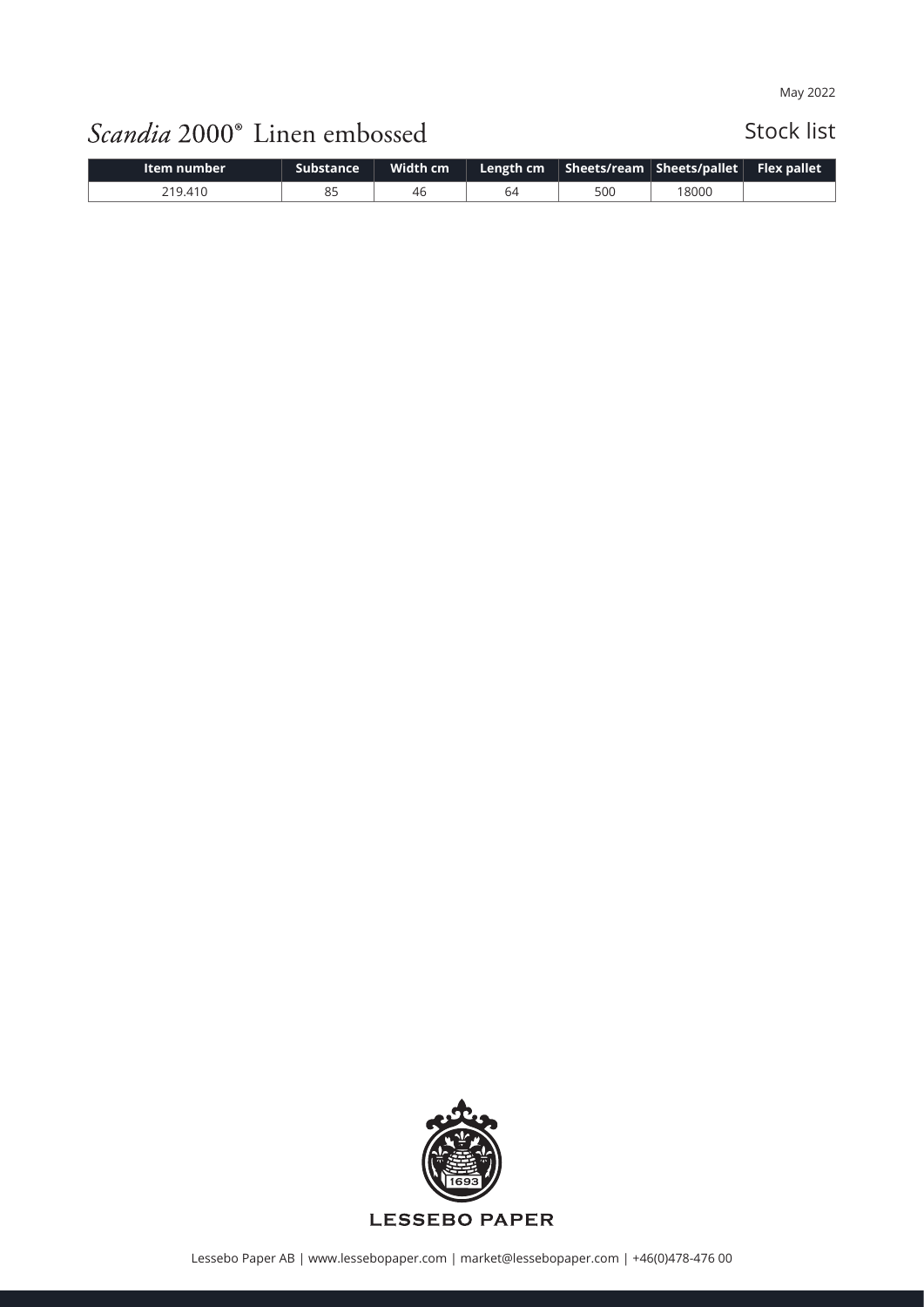May 2022

# *Scandia* 2000® Linen embossed

## Stock list

| Item number | Substance | Width cm | Length cm | Sheets/ream | Sheets/pallet | Flex pallet |
|---|---|---|---|---|---|---|
| 219.410 | 85 | 46 | 64 | 500 | 18000 | |

LESSEBO PAPER

Lessebo Paper AB | www.lessebopaper.com | market@lessebopaper.com | +46(0)478-476 00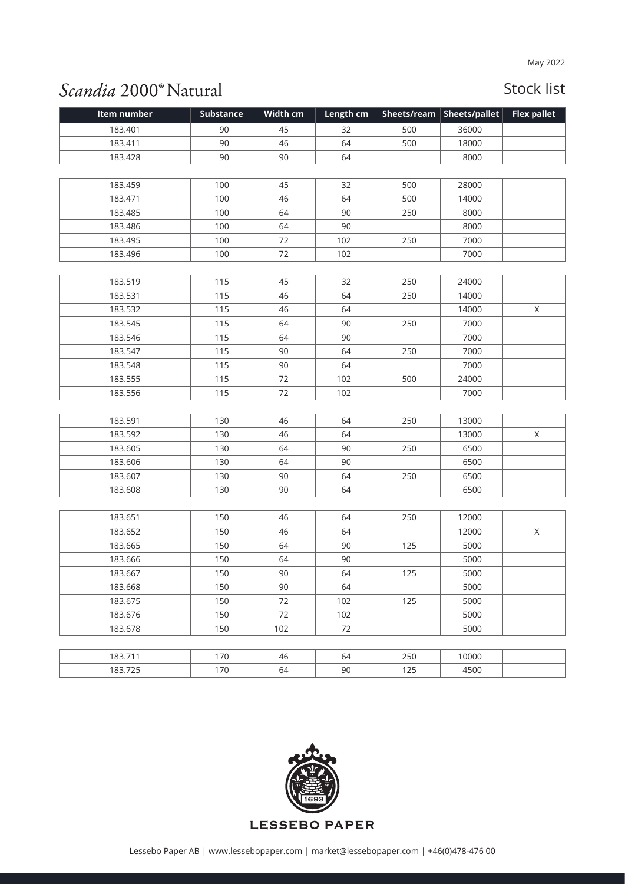May 2022

# *Scandia* 2000® Natural

## Stock list

| Item number | Substance | Width cm | Length cm | Sheets/ream | Sheets/pallet | Flex pallet |
|---|---|---|---|---|---|---|
| 183.401 | 90 | 45 | 32 | 500 | 36000 | |
| 183.411 | 90 | 46 | 64 | 500 | 18000 | |
| 183.428 | 90 | 90 | 64 | | 8000 | |
| | | | | | | |
| 183.459 | 100 | 45 | 32 | 500 | 28000 | |
| 183.471 | 100 | 46 | 64 | 500 | 14000 | |
| 183.485 | 100 | 64 | 90 | 250 | 8000 | |
| 183.486 | 100 | 64 | 90 | | 8000 | |
| 183.495 | 100 | 72 | 102 | 250 | 7000 | |
| 183.496 | 100 | 72 | 102 | | 7000 | |
| | | | | | | |
| 183.519 | 115 | 45 | 32 | 250 | 24000 | |
| 183.531 | 115 | 46 | 64 | 250 | 14000 | |
| 183.532 | 115 | 46 | 64 | | 14000 | X |
| 183.545 | 115 | 64 | 90 | 250 | 7000 | |
| 183.546 | 115 | 64 | 90 | | 7000 | |
| 183.547 | 115 | 90 | 64 | 250 | 7000 | |
| 183.548 | 115 | 90 | 64 | | 7000 | |
| 183.555 | 115 | 72 | 102 | 500 | 24000 | |
| 183.556 | 115 | 72 | 102 | | 7000 | |
| | | | | | | |
| 183.591 | 130 | 46 | 64 | 250 | 13000 | |
| 183.592 | 130 | 46 | 64 | | 13000 | X |
| 183.605 | 130 | 64 | 90 | 250 | 6500 | |
| 183.606 | 130 | 64 | 90 | | 6500 | |
| 183.607 | 130 | 90 | 64 | 250 | 6500 | |
| 183.608 | 130 | 90 | 64 | | 6500 | |
| | | | | | | |
| 183.651 | 150 | 46 | 64 | 250 | 12000 | |
| 183.652 | 150 | 46 | 64 | | 12000 | X |
| 183.665 | 150 | 64 | 90 | 125 | 5000 | |
| 183.666 | 150 | 64 | 90 | | 5000 | |
| 183.667 | 150 | 90 | 64 | 125 | 5000 | |
| 183.668 | 150 | 90 | 64 | | 5000 | |
| 183.675 | 150 | 72 | 102 | 125 | 5000 | |
| 183.676 | 150 | 72 | 102 | | 5000 | |
| 183.678 | 150 | 102 | 72 | | 5000 | |
| | | | | | | |
| 183.711 | 170 | 46 | 64 | 250 | 10000 | |
| 183.725 | 170 | 64 | 90 | 125 | 4500 | |

LESSEBO PAPER

Lessebo Paper AB | www.lessebopaper.com | market@lessebopaper.com | +46(0)478-476 00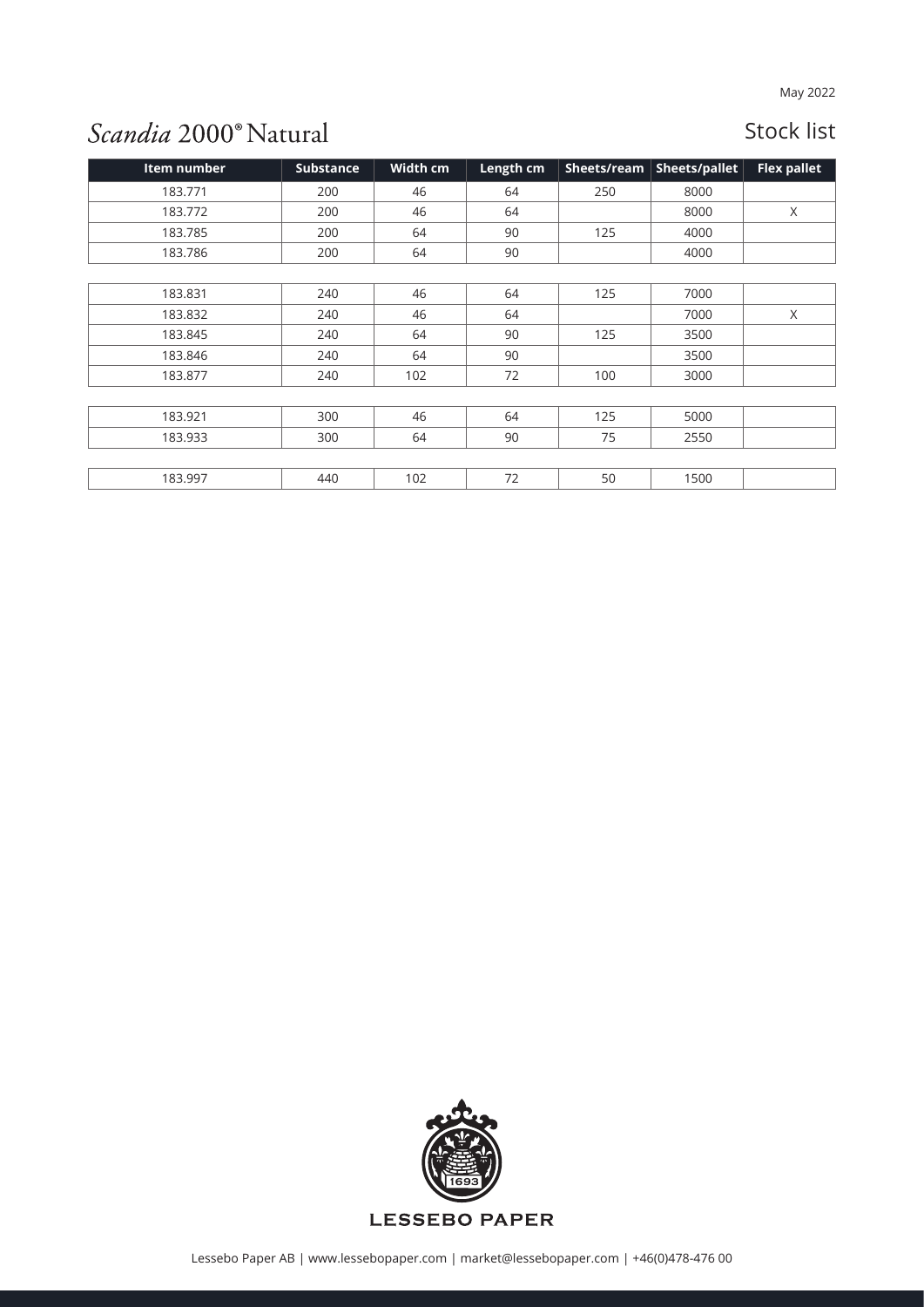May 2022

# *Scandia* 2000® Natural

## Stock list

| Item number | Substance | Width cm | Length cm | Sheets/ream | Sheets/pallet | Flex pallet |
|---|---|---|---|---|---|---|
| 183.771 | 200 | 46 | 64 | 250 | 8000 | |
| 183.772 | 200 | 46 | 64 | | 8000 | X |
| 183.785 | 200 | 64 | 90 | 125 | 4000 | |
| 183.786 | 200 | 64 | 90 | | 4000 | |
| 183.831 | 240 | 46 | 64 | 125 | 7000 | |
| 183.832 | 240 | 46 | 64 | | 7000 | X |
| 183.845 | 240 | 64 | 90 | 125 | 3500 | |
| 183.846 | 240 | 64 | 90 | | 3500 | |
| 183.877 | 240 | 102 | 72 | 100 | 3000 | |
| 183.921 | 300 | 46 | 64 | 125 | 5000 | |
| 183.933 | 300 | 64 | 90 | 75 | 2550 | |
| 183.997 | 440 | 102 | 72 | 50 | 1500 | |

LESSEBO PAPER

Lessebo Paper AB | www.lessebopaper.com | market@lessebopaper.com | +46(0)478-476 00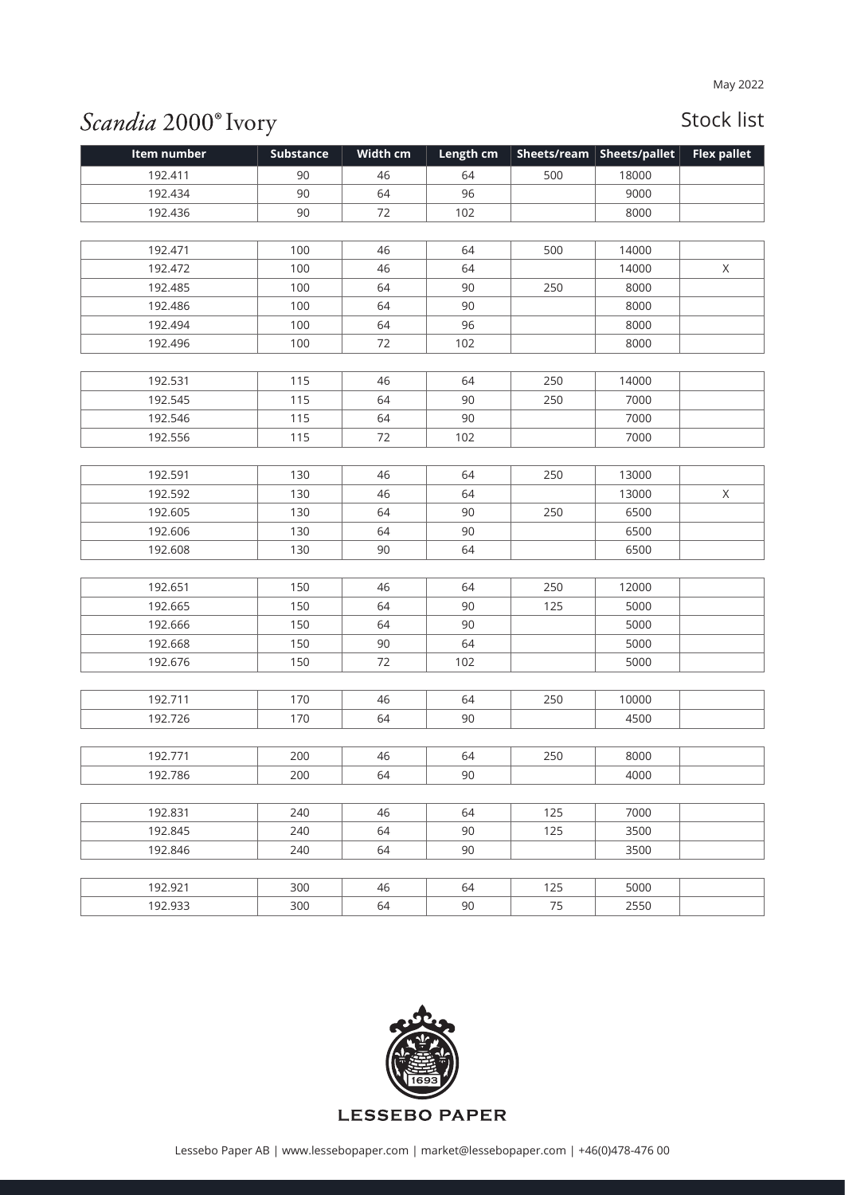May 2022

# *Scandia* 2000® Ivory

## Stock list

| Item number | Substance | Width cm | Length cm | Sheets/ream | Sheets/pallet | Flex pallet |
|---|---|---|---|---|---|---|
| 192.411 | 90 | 46 | 64 | 500 | 18000 | |
| 192.434 | 90 | 64 | 96 | | 9000 | |
| 192.436 | 90 | 72 | 102 | | 8000 | |
| 192.471 | 100 | 46 | 64 | 500 | 14000 | |
| 192.472 | 100 | 46 | 64 | | 14000 | X |
| 192.485 | 100 | 64 | 90 | 250 | 8000 | |
| 192.486 | 100 | 64 | 90 | | 8000 | |
| 192.494 | 100 | 64 | 96 | | 8000 | |
| 192.496 | 100 | 72 | 102 | | 8000 | |
| 192.531 | 115 | 46 | 64 | 250 | 14000 | |
| 192.545 | 115 | 64 | 90 | 250 | 7000 | |
| 192.546 | 115 | 64 | 90 | | 7000 | |
| 192.556 | 115 | 72 | 102 | | 7000 | |
| 192.591 | 130 | 46 | 64 | 250 | 13000 | |
| 192.592 | 130 | 46 | 64 | | 13000 | X |
| 192.605 | 130 | 64 | 90 | 250 | 6500 | |
| 192.606 | 130 | 64 | 90 | | 6500 | |
| 192.608 | 130 | 90 | 64 | | 6500 | |
| 192.651 | 150 | 46 | 64 | 250 | 12000 | |
| 192.665 | 150 | 64 | 90 | 125 | 5000 | |
| 192.666 | 150 | 64 | 90 | | 5000 | |
| 192.668 | 150 | 90 | 64 | | 5000 | |
| 192.676 | 150 | 72 | 102 | | 5000 | |
| 192.711 | 170 | 46 | 64 | 250 | 10000 | |
| 192.726 | 170 | 64 | 90 | | 4500 | |
| 192.771 | 200 | 46 | 64 | 250 | 8000 | |
| 192.786 | 200 | 64 | 90 | | 4000 | |
| 192.831 | 240 | 46 | 64 | 125 | 7000 | |
| 192.845 | 240 | 64 | 90 | 125 | 3500 | |
| 192.846 | 240 | 64 | 90 | | 3500 | |
| 192.921 | 300 | 46 | 64 | 125 | 5000 | |
| 192.933 | 300 | 64 | 90 | 75 | 2550 | |

LESSEBO PAPER

Lessebo Paper AB | www.lessebopaper.com | market@lessebopaper.com | +46(0)478-476 00